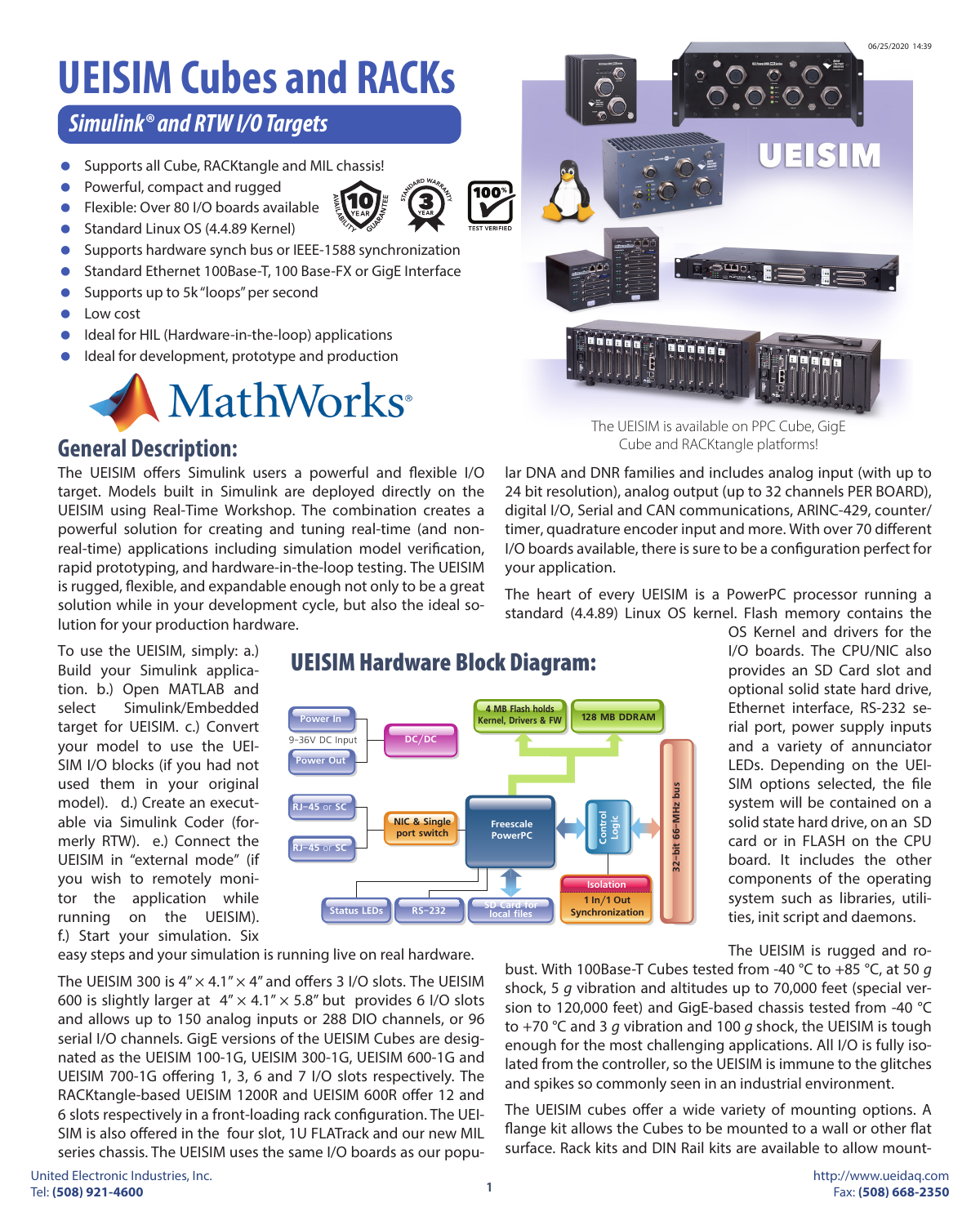# UEISIM Cubes and RACKs

## *Simulink® and RTW I/O Targets*

- Supports all Cube, RACKtangle and MIL chassis!
- Powerful, compact and rugged
- Flexible: Over 80 I/O boards available
- Standard Linux OS (4.4.89 Kernel)
- Supports hardware synch bus or IEEE-1588 synchronization
- Standard Ethernet 100Base-T, 100 Base-FX or GigE Interface
- Supports up to 5k "loops" per second
- Low cost
- Ideal for HIL (Hardware-in-the-loop) applications
- Ideal for development, prototype and production

The UEISIM is available on PPC Cube, GigE Cube and RACKtangle platforms!

## General Description:

The UEISIM offers Simulink users a powerful and flexible I/O target. Models built in Simulink are deployed directly on the UEISIM using Real-Time Workshop. The combination creates a powerful solution for creating and tuning real-time (and non-real-time) applications including simulation model verification, rapid prototyping, and hardware-in-the-loop testing. The UEISIM is rugged, flexible, and expandable enough not only to be a great solution while in your development cycle, but also the ideal solution for your production hardware.

To use the UEISIM, simply: a.) Build your Simulink application. b.) Open MATLAB and select Simulink/Embedded target for UEISIM. c.) Convert your model to use the UEISIM I/O blocks (if you had not used them in your original model). d.) Create an executable via Simulink Coder (formerly RTW). e.) Connect the UEISIM in "external mode" (if you wish to remotely monitor the application while running on the UEISIM). f.) Start your simulation. Six easy steps and your simulation is running live on real hardware.

The UEISIM 300 is 4" × 4.1" × 4" and offers 3 I/O slots. The UEISIM 600 is slightly larger at 4" × 4.1" × 5.8" but provides 6 I/O slots and allows up to 150 analog inputs or 288 DIO channels, or 96 serial I/O channels. GigE versions of the UEISIM Cubes are designated as the UEISIM 100-1G, UEISIM 300-1G, UEISIM 600-1G and UEISIM 700-1G offering 1, 3, 6 and 7 I/O slots respectively. The RACKtangle-based UEISIM 1200R and UEISIM 600R offer 12 and 6 slots respectively in a front-loading rack configuration. The UEISIM is also offered in the four slot, 1U FLATrack and our new MIL series chassis. The UEISIM uses the same I/O boards as our popular DNA and DNR families and includes analog input (with up to 24 bit resolution), analog output (up to 32 channels PER BOARD), digital I/O, Serial and CAN communications, ARINC-429, counter/timer, quadrature encoder input and more. With over 70 different I/O boards available, there is sure to be a configuration perfect for your application.

### UEISIM Hardware Block Diagram:

The heart of every UEISIM is a PowerPC processor running a standard (4.4.89) Linux OS kernel. Flash memory contains the OS Kernel and drivers for the I/O boards. The CPU/NIC also provides an SD Card slot and optional solid state hard drive, Ethernet interface, RS-232 serial port, power supply inputs and a variety of annunciator LEDs. Depending on the UEISIM options selected, the file system will be contained on a solid state hard drive, on an SD card or in FLASH on the CPU board. It includes the other components of the operating system such as libraries, utilities, init script and daemons.

The UEISIM is rugged and robust. With 100Base-T Cubes tested from -40 °C to +85 °C, at 50 *g* shock, 5 *g* vibration and altitudes up to 70,000 feet (special version to 120,000 feet) and GigE-based chassis tested from -40 °C to +70 °C and 3 *g* vibration and 100 *g* shock, the UEISIM is tough enough for the most challenging applications. All I/O is fully isolated from the controller, so the UEISIM is immune to the glitches and spikes so commonly seen in an industrial environment.

The UEISIM cubes offer a wide variety of mounting options. A flange kit allows the Cubes to be mounted to a wall or other flat surface. Rack kits and DIN Rail kits are available to allow mount-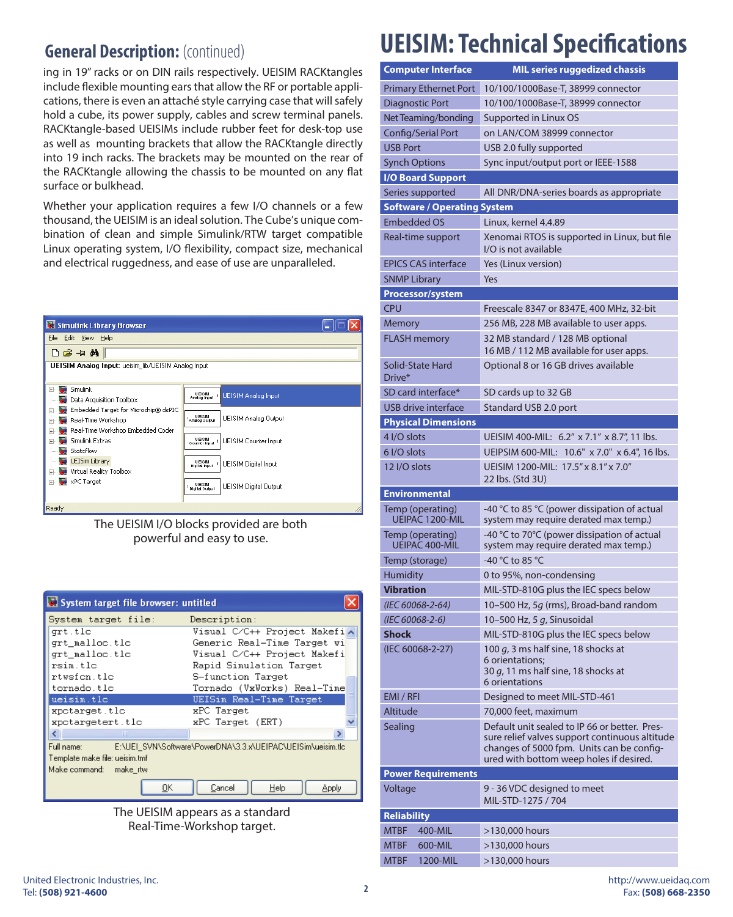## General Description: (continued)

ing in 19" racks or on DIN rails respectively. UEISIM RACKtangles include flexible mounting ears that allow the RF or portable applications, there is even an attaché style carrying case that will safely hold a cube, its power supply, cables and screw terminal panels. RACKtangle-based UEISIMs include rubber feet for desk-top use as well as mounting brackets that allow the RACKtangle directly into 19 inch racks. The brackets may be mounted on the rear of the RACKtangle allowing the chassis to be mounted on any flat surface or bulkhead.

Whether your application requires a few I/O channels or a few thousand, the UEISIM is an ideal solution. The Cube's unique combination of clean and simple Simulink/RTW target compatible Linux operating system, I/O flexibility, compact size, mechanical and electrical ruggedness, and ease of use are unparalleled.

The UEISIM I/O blocks provided are both powerful and easy to use.

The UEISIM appears as a standard Real-Time-Workshop target.

# UEISIM: Technical Specifications

| Computer Interface | MIL series ruggedized chassis |
|---|---|
| Primary Ethernet Port | 10/100/1000Base-T, 38999 connector |
| Diagnostic Port | 10/100/1000Base-T, 38999 connector |
| Net Teaming/bonding | Supported in Linux OS |
| Config/Serial Port | on LAN/COM 38999 connector |
| USB Port | USB 2.0 fully supported |
| Synch Options | Sync input/output port or IEEE-1588 |
| **I/O Board Support** | |
| Series supported | All DNR/DNA-series boards as appropriate |
| **Software / Operating System** | |
| Embedded OS | Linux, kernel 4.4.89 |
| Real-time support | Xenomai RTOS is supported in Linux, but file I/O is not available |
| EPICS CAS interface | Yes (Linux version) |
| SNMP Library | Yes |
| **Processor/system** | |
| CPU | Freescale 8347 or 8347E, 400 MHz, 32-bit |
| Memory | 256 MB, 228 MB available to user apps. |
| FLASH memory | 32 MB standard / 128 MB optional<br>16 MB / 112 MB available for user apps. |
| Solid-State Hard Drive* | Optional 8 or 16 GB drives available |
| SD card interface* | SD cards up to 32 GB |
| USB drive interface | Standard USB 2.0 port |
| **Physical Dimensions** | |
| 4 I/O slots | UEISIM 400-MIL: 6.2" x 7.1" x 8.7", 11 lbs. |
| 6 I/O slots | UEIPSIM 600-MIL: 10.6" x 7.0" x 6.4", 16 lbs. |
| 12 I/O slots | UEISIM 1200-MIL: 17.5" x 8.1" x 7.0"<br>22 lbs. (Std 3U) |
| **Environmental** | |
| Temp (operating) UEIPAC 1200-MIL | -40 °C to 85 °C (power dissipation of actual system may require derated max temp.) |
| Temp (operating) UEIPAC 400-MIL | -40 °C to 70°C (power dissipation of actual system may require derated max temp.) |
| Temp (storage) | -40 °C to 85 °C |
| Humidity | 0 to 95%, non-condensing |
| **Vibration** | MIL-STD-810G plus the IEC specs below |
| *(IEC 60068-2-64)* | 10–500 Hz, 5*g* (rms), Broad-band random |
| *(IEC 60068-2-6)* | 10–500 Hz, 5 *g*, Sinusoidal |
| **Shock** | MIL-STD-810G plus the IEC specs below |
| (IEC 60068-2-27) | 100 *g*, 3 ms half sine, 18 shocks at 6 orientations;<br>30 *g*, 11 ms half sine, 18 shocks at 6 orientations |
| EMI / RFI | Designed to meet MIL-STD-461 |
| Altitude | 70,000 feet, maximum |
| Sealing | Default unit sealed to IP 66 or better. Pressure relief valves support continuous altitude changes of 5000 fpm. Units can be configured with bottom weep holes if desired. |
| **Power Requirements** | |
| Voltage | 9 - 36 VDC designed to meet MIL-STD-1275 / 704 |
| **Reliability** | |
| MTBF 400-MIL | >130,000 hours |
| MTBF 600-MIL | >130,000 hours |
| MTBF 1200-MIL | >130,000 hours |

United Electronic Industries, Inc.
Tel: **(508) 921-4600**

http://www.ueidaq.com
Fax: **(508) 668-2350**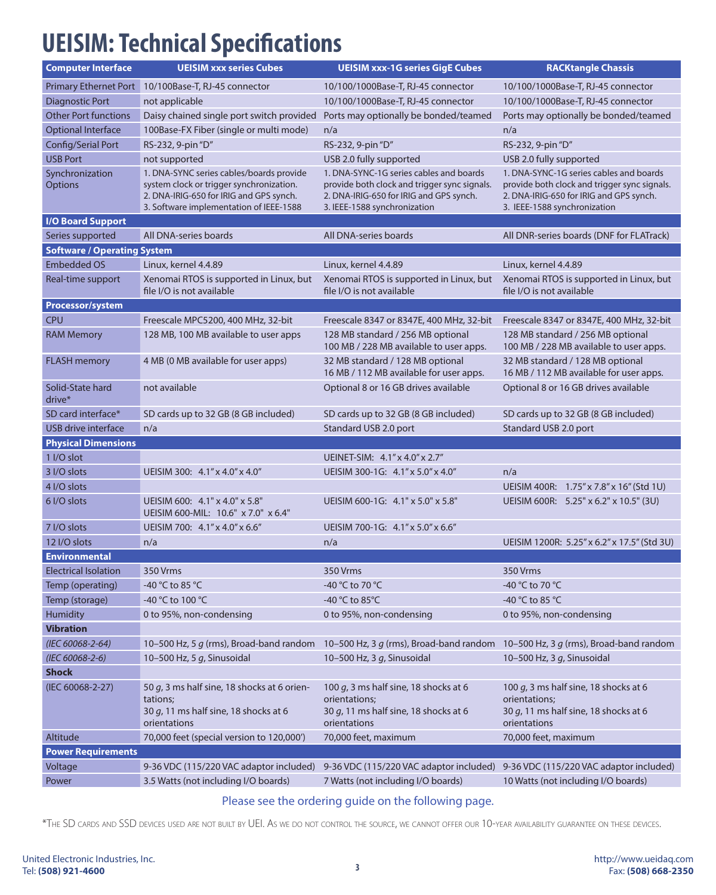# UEISIM: Technical Specifications

| Computer Interface | UEISIM xxx series Cubes | UEISIM xxx-1G series GigE Cubes | RACKtangle Chassis |
|---|---|---|---|
| Primary Ethernet Port | 10/100Base-T, RJ-45 connector | 10/100/1000Base-T, RJ-45 connector | 10/100/1000Base-T, RJ-45 connector |
| Diagnostic Port | not applicable | 10/100/1000Base-T, RJ-45 connector | 10/100/1000Base-T, RJ-45 connector |
| Other Port functions | Daisy chained single port switch provided | Ports may optionally be bonded/teamed | Ports may optionally be bonded/teamed |
| Optional Interface | 100Base-FX Fiber (single or multi mode) | n/a | n/a |
| Config/Serial Port | RS-232, 9-pin "D" | RS-232, 9-pin "D" | RS-232, 9-pin "D" |
| USB Port | not supported | USB 2.0 fully supported | USB 2.0 fully supported |
| Synchronization Options | 1. DNA-SYNC series cables/boards provide system clock or trigger synchronization.<br>2. DNA-IRIG-650 for IRIG and GPS synch.<br>3. Software implementation of IEEE-1588 | 1. DNA-SYNC-1G series cables and boards provide both clock and trigger sync signals.<br>2. DNA-IRIG-650 for IRIG and GPS synch.<br>3. IEEE-1588 synchronization | 1. DNA-SYNC-1G series cables and boards provide both clock and trigger sync signals.<br>2. DNA-IRIG-650 for IRIG and GPS synch.<br>3. IEEE-1588 synchronization |
| **I/O Board Support** | | | |
| Series supported | All DNA-series boards | All DNA-series boards | All DNR-series boards (DNF for FLATrack) |
| **Software / Operating System** | | | |
| Embedded OS | Linux, kernel 4.4.89 | Linux, kernel 4.4.89 | Linux, kernel 4.4.89 |
| Real-time support | Xenomai RTOS is supported in Linux, but file I/O is not available | Xenomai RTOS is supported in Linux, but file I/O is not available | Xenomai RTOS is supported in Linux, but file I/O is not available |
| **Processor/system** | | | |
| CPU | Freescale MPC5200, 400 MHz, 32-bit | Freescale 8347 or 8347E, 400 MHz, 32-bit | Freescale 8347 or 8347E, 400 MHz, 32-bit |
| RAM Memory | 128 MB, 100 MB available to user apps | 128 MB standard / 256 MB optional<br>100 MB / 228 MB available to user apps. | 128 MB standard / 256 MB optional<br>100 MB / 228 MB available to user apps. |
| FLASH memory | 4 MB (0 MB available for user apps) | 32 MB standard / 128 MB optional<br>16 MB / 112 MB available for user apps. | 32 MB standard / 128 MB optional<br>16 MB / 112 MB available for user apps. |
| Solid-State hard drive* | not available | Optional 8 or 16 GB drives available | Optional 8 or 16 GB drives available |
| SD card interface* | SD cards up to 32 GB (8 GB included) | SD cards up to 32 GB (8 GB included) | SD cards up to 32 GB (8 GB included) |
| USB drive interface | n/a | Standard USB 2.0 port | Standard USB 2.0 port |
| **Physical Dimensions** | | | |
| 1 I/O slot | | UEINET-SIM: 4.1" x 4.0" x 2.7" | |
| 3 I/O slots | UEISIM 300: 4.1" x 4.0" x 4.0" | UEISIM 300-1G: 4.1" x 5.0" x 4.0" | n/a |
| 4 I/O slots | | | UEISIM 400R: 1.75" x 7.8" x 16" (Std 1U) |
| 6 I/O slots | UEISIM 600: 4.1" x 4.0" x 5.8"<br>UEISIM 600-MIL: 10.6" x 7.0" x 6.4" | UEISIM 600-1G: 4.1" x 5.0" x 5.8" | UEISIM 600R: 5.25" x 6.2" x 10.5" (3U) |
| 7 I/O slots | UEISIM 700: 4.1" x 4.0" x 6.6" | UEISIM 700-1G: 4.1" x 5.0" x 6.6" | |
| 12 I/O slots | n/a | n/a | UEISIM 1200R: 5.25" x 6.2" x 17.5" (Std 3U) |
| **Environmental** | | | |
| Electrical Isolation | 350 Vrms | 350 Vrms | 350 Vrms |
| Temp (operating) | -40 °C to 85 °C | -40 °C to 70 °C | -40 °C to 70 °C |
| Temp (storage) | -40 °C to 100 °C | -40 °C to 85°C | -40 °C to 85 °C |
| Humidity | 0 to 95%, non-condensing | 0 to 95%, non-condensing | 0 to 95%, non-condensing |
| **Vibration** | | | |
| *(IEC 60068-2-64)* | 10–500 Hz, 5 *g* (rms), Broad-band random | 10–500 Hz, 3 *g* (rms), Broad-band random | 10–500 Hz, 3 *g* (rms), Broad-band random |
| *(IEC 60068-2-6)* | 10–500 Hz, 5 *g*, Sinusoidal | 10–500 Hz, 3 *g*, Sinusoidal | 10–500 Hz, 3 *g*, Sinusoidal |
| **Shock** | | | |
| (IEC 60068-2-27) | 50 *g*, 3 ms half sine, 18 shocks at 6 orientations;<br>30 *g*, 11 ms half sine, 18 shocks at 6 orientations | 100 *g*, 3 ms half sine, 18 shocks at 6 orientations;<br>30 *g*, 11 ms half sine, 18 shocks at 6 orientations | 100 *g*, 3 ms half sine, 18 shocks at 6 orientations;<br>30 *g*, 11 ms half sine, 18 shocks at 6 orientations |
| Altitude | 70,000 feet (special version to 120,000') | 70,000 feet, maximum | 70,000 feet, maximum |
| **Power Requirements** | | | |
| Voltage | 9-36 VDC (115/220 VAC adaptor included) | 9-36 VDC (115/220 VAC adaptor included) | 9-36 VDC (115/220 VAC adaptor included) |
| Power | 3.5 Watts (not including I/O boards) | 7 Watts (not including I/O boards) | 10 Watts (not including I/O boards) |

Please see the ordering guide on the following page.

*The SD cards and SSD devices used are not built by UEI. As we do not control the source, we cannot offer our 10-year availability guarantee on these devices.

United Electronic Industries, Inc.
Tel: **(508) 921-4600**

http://www.ueidaq.com
Fax: **(508) 668-2350**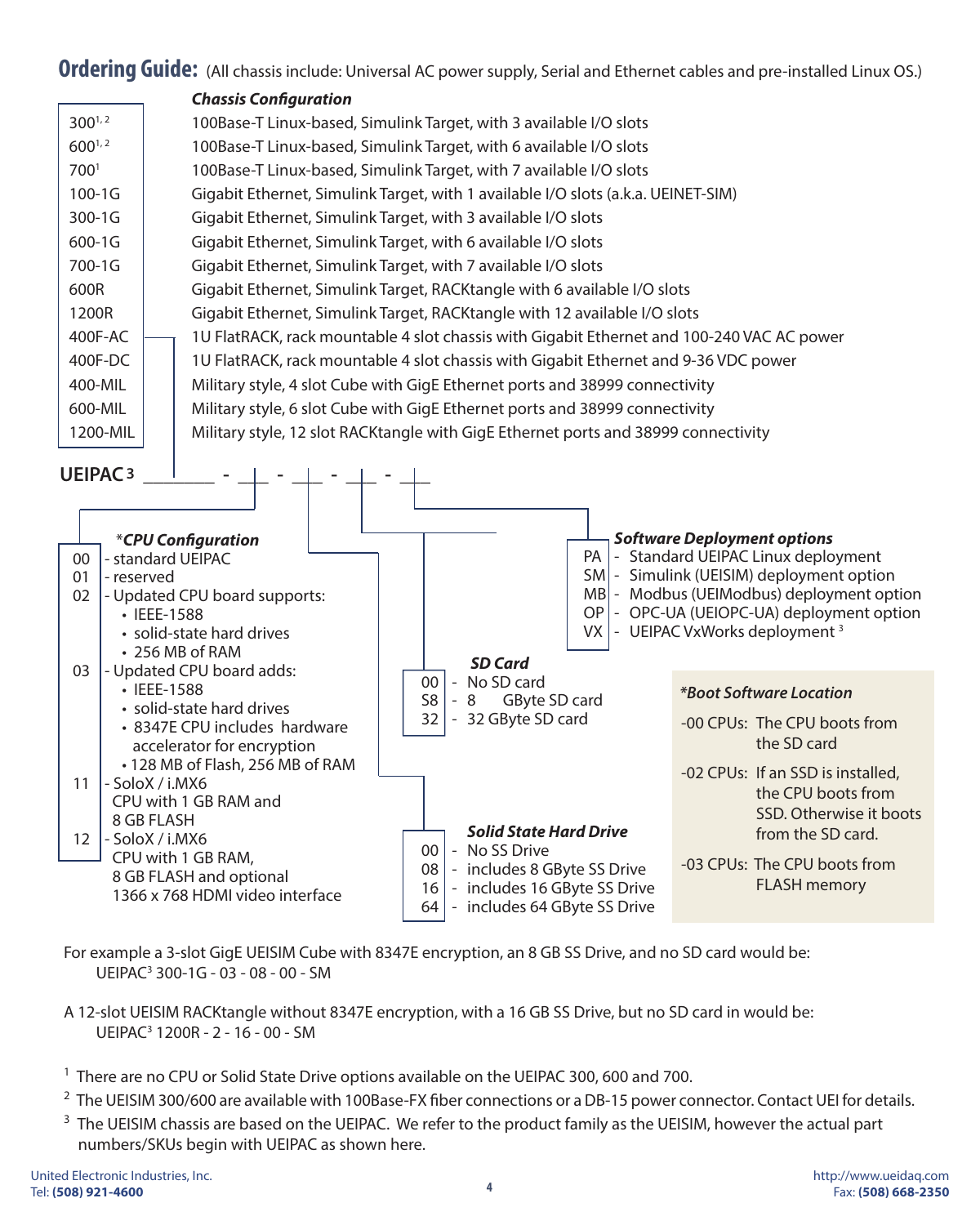## Ordering Guide: 

(All chassis include: Universal AC power supply, Serial and Ethernet cables and pre-installed Linux OS.)

### *Chassis Configuration*

| | |
|---|---|
| 300[1, 2] | 100Base-T Linux-based, Simulink Target, with 3 available I/O slots |
| 600[1, 2] | 100Base-T Linux-based, Simulink Target, with 6 available I/O slots |
| 700[1] | 100Base-T Linux-based, Simulink Target, with 7 available I/O slots |
| 100-1G | Gigabit Ethernet, Simulink Target, with 1 available I/O slots (a.k.a. UEINET-SIM) |
| 300-1G | Gigabit Ethernet, Simulink Target, with 3 available I/O slots |
| 600-1G | Gigabit Ethernet, Simulink Target, with 6 available I/O slots |
| 700-1G | Gigabit Ethernet, Simulink Target, with 7 available I/O slots |
| 600R | Gigabit Ethernet, Simulink Target, RACKtangle with 6 available I/O slots |
| 1200R | Gigabit Ethernet, Simulink Target, RACKtangle with 12 available I/O slots |
| 400F-AC | 1U FlatRACK, rack mountable 4 slot chassis with Gigabit Ethernet and 100-240 VAC AC power |
| 400F-DC | 1U FlatRACK, rack mountable 4 slot chassis with Gigabit Ethernet and 9-36 VDC power |
| 400-MIL | Military style, 4 slot Cube with GigE Ethernet ports and 38999 connectivity |
| 600-MIL | Military style, 6 slot Cube with GigE Ethernet ports and 38999 connectivity |
| 1200-MIL | Military style, 12 slot RACKtangle with GigE Ethernet ports and 38999 connectivity |

**UEIPAC 3** _______ - ___ - ___ - ___ - ___

### **CPU Configuration*

- 00 - standard UEIPAC
- 01 - reserved
- 02 - Updated CPU board supports:
  - IEEE-1588
  - solid-state hard drives
  - 256 MB of RAM
- 03 - Updated CPU board adds:
  - IEEE-1588
  - solid-state hard drives
  - 8347E CPU includes hardware accelerator for encryption
  - 128 MB of Flash, 256 MB of RAM
- 11 - SoloX / i.MX6 CPU with 1 GB RAM and 8 GB FLASH
- 12 - SoloX / i.MX6 CPU with 1 GB RAM, 8 GB FLASH and optional 1366 x 768 HDMI video interface

### *Solid State Hard Drive*

- 00 - No SS Drive
- 08 - includes 8 GByte SS Drive
- 16 - includes 16 GByte SS Drive
- 64 - includes 64 GByte SS Drive

### *SD Card*

- 00 - No SD card
- S8 - 8 GByte SD card
- 32 - 32 GByte SD card

### *Software Deployment options*

- PA - Standard UEIPAC Linux deployment
- SM - Simulink (UEISIM) deployment option
- MB - Modbus (UEIModbus) deployment option
- OP - OPC-UA (UEIOPC-UA) deployment option
- VX - UEIPAC VxWorks deployment [3]

### **Boot Software Location*

- -00 CPUs: The CPU boots from the SD card
- -02 CPUs: If an SSD is installed, the CPU boots from SSD. Otherwise it boots from the SD card.
- -03 CPUs: The CPU boots from FLASH memory

For example a 3-slot GigE UEISIM Cube with 8347E encryption, an 8 GB SS Drive, and no SD card would be:
UEIPAC[3] 300-1G - 03 - 08 - 00 - SM

A 12-slot UEISIM RACKtangle without 8347E encryption, with a 16 GB SS Drive, but no SD card in would be:
UEIPAC[3] 1200R - 2 - 16 - 00 - SM

[1] There are no CPU or Solid State Drive options available on the UEIPAC 300, 600 and 700.

[2] The UEISIM 300/600 are available with 100Base-FX fiber connections or a DB-15 power connector. Contact UEI for details.

[3] The UEISIM chassis are based on the UEIPAC. We refer to the product family as the UEISIM, however the actual part numbers/SKUs begin with UEIPAC as shown here.

United Electronic Industries, Inc.
Tel: **(508) 921-4600**

http://www.ueidaq.com
Fax: **(508) 668-2350**